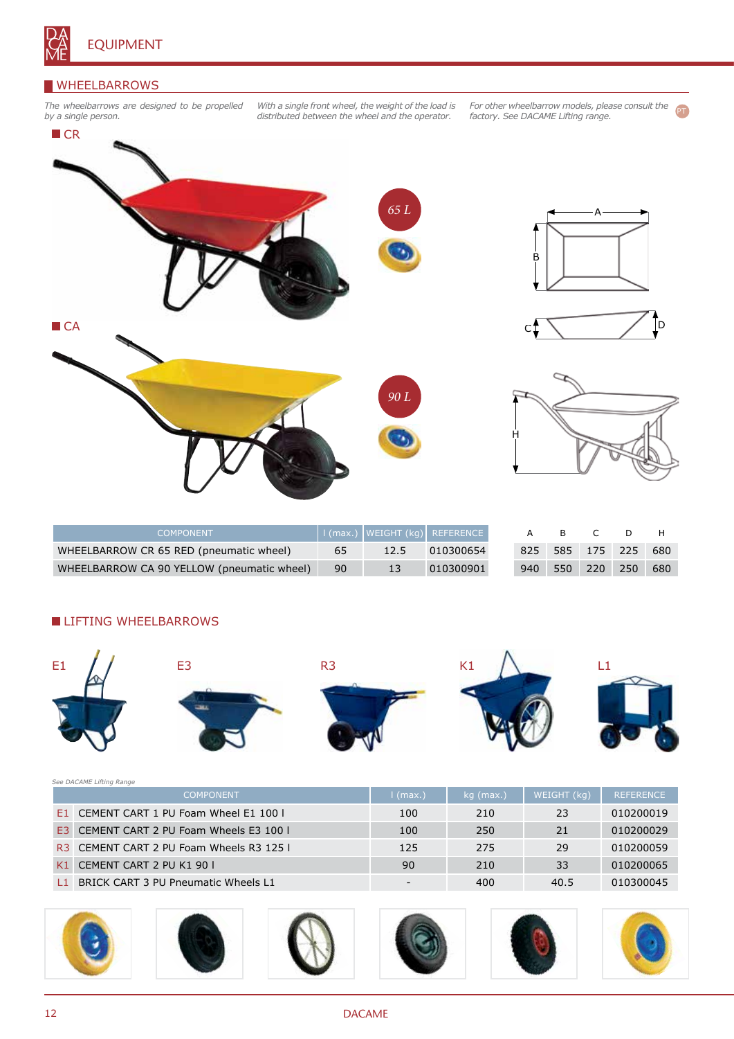# EQUIPMENT

## WHEELBARROWS

*The wheelbarrows are designed to be propelled by a single person.*

*With a single front wheel, the weight of the load is distributed between the wheel and the operator.*

*For other wheelbarrow models, please consult the factory. See DACAME Lifting range.*

### CR

65 L

### CA

90 L

| COMPONENT | l (max.) | WEIGHT (kg) | REFERENCE | A | B | C | D | H |
|---|---|---|---|---|---|---|---|---|
| WHEELBARROW CR 65 RED (pneumatic wheel) | 65 | 12.5 | 010300654 | 825 | 585 | 175 | 225 | 680 |
| WHEELBARROW CA 90 YELLOW (pneumatic wheel) | 90 | 13 | 010300901 | 940 | 550 | 220 | 250 | 680 |

### LIFTING WHEELBARROWS

E1 E3 R3 K1 L1

*See DACAME Lifting Range*

| | COMPONENT | l (max.) | kg (max.) | WEIGHT (kg) | REFERENCE |
|---|---|---|---|---|---|
| E1 | CEMENT CART 1 PU Foam Wheel E1 100 l | 100 | 210 | 23 | 010200019 |
| E3 | CEMENT CART 2 PU Foam Wheels E3 100 l | 100 | 250 | 21 | 010200029 |
| R3 | CEMENT CART 2 PU Foam Wheels R3 125 l | 125 | 275 | 29 | 010200059 |
| K1 | CEMENT CART 2 PU K1 90 l | 90 | 210 | 33 | 010200065 |
| L1 | BRICK CART 3 PU Pneumatic Wheels L1 | - | 400 | 40.5 | 010300045 |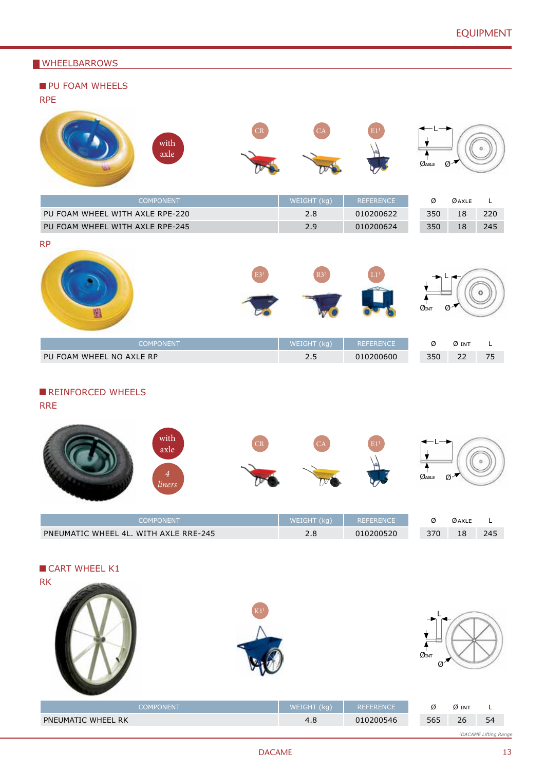## WHEELBARROWS

### PU FOAM WHEELS

RPE

with axle

CR CA E1[1]

| COMPONENT | WEIGHT (kg) | REFERENCE | Ø | ØAXLE | L |
|---|---|---|---|---|---|
| PU FOAM WHEEL WITH AXLE RPE-220 | 2.8 | 010200622 | 350 | 18 | 220 |
| PU FOAM WHEEL WITH AXLE RPE-245 | 2.9 | 010200624 | 350 | 18 | 245 |

RP

E3[1] R3[1] L1[1]

| COMPONENT | WEIGHT (kg) | REFERENCE | Ø | Ø INT | L |
|---|---|---|---|---|---|
| PU FOAM WHEEL NO AXLE RP | 2.5 | 010200600 | 350 | 22 | 75 |

### REINFORCED WHEELS

RRE

with axle

4 liners

CR CA E1[1]

| COMPONENT | WEIGHT (kg) | REFERENCE | Ø | ØAXLE | L |
|---|---|---|---|---|---|
| PNEUMATIC WHEEL 4L. WITH AXLE RRE-245 | 2.8 | 010200520 | 370 | 18 | 245 |

### CART WHEEL K1

RK

K1[1]

| COMPONENT | WEIGHT (kg) | REFERENCE | Ø | Ø INT | L |
|---|---|---|---|---|---|
| PNEUMATIC WHEEL RK | 4.8 | 010200546 | 565 | 26 | 54 |

[1] DACAME Lifting Range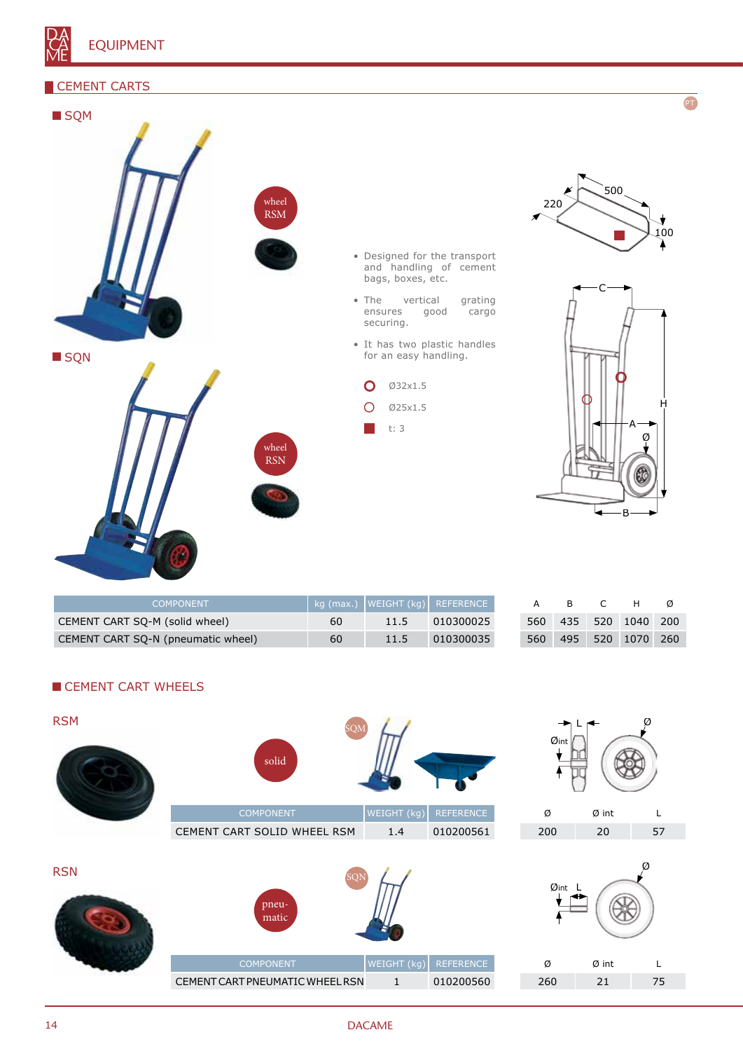# EQUIPMENT

## CEMENT CARTS

### SQM

wheel RSM

### SQN

wheel RSN

- Designed for the transport and handling of cement bags, boxes, etc.
- The vertical grating ensures good cargo securing.
- It has two plastic handles for an easy handling.

Ø32x1.5

Ø25x1.5

t: 3

220
500
100
C
H
A
Ø
B

| COMPONENT | kg (max.) | WEIGHT (kg) | REFERENCE | A | B | C | H | Ø |
|---|---|---|---|---|---|---|---|---|
| CEMENT CART SQ-M (solid wheel) | 60 | 11.5 | 010300025 | 560 | 435 | 520 | 1040 | 200 |
| CEMENT CART SQ-N (pneumatic wheel) | 60 | 11.5 | 010300035 | 560 | 495 | 520 | 1070 | 260 |

## CEMENT CART WHEELS

### RSM

solid

SQM

L
Øint
Ø

| COMPONENT | WEIGHT (kg) | REFERENCE | Ø | Ø int | L |
|---|---|---|---|---|---|
| CEMENT CART SOLID WHEEL RSM | 1.4 | 010200561 | 200 | 20 | 57 |

### RSN

pneu-matic

SQN

Øint
L
Ø

| COMPONENT | WEIGHT (kg) | REFERENCE | Ø | Ø int | L |
|---|---|---|---|---|---|
| CEMENT CART PNEUMATIC WHEEL RSN | 1 | 010200560 | 260 | 21 | 75 |